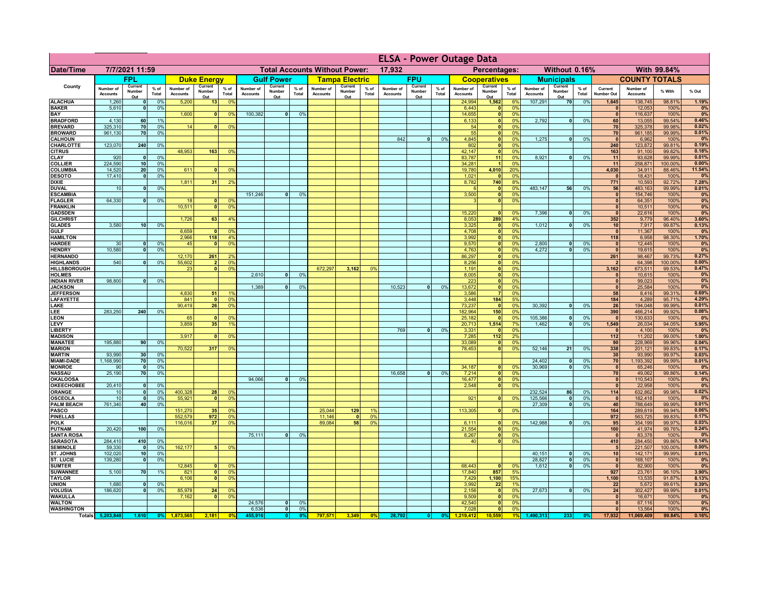# ELSA - Power Outage Data

| Date/Time | 7/7/2021 11:59 | | | | | | Total Accounts Without Power: | | | | 17,932 | | | | | Percentages: | | | Without 0.16% | | | | With 99.84% | | |
|---|---|---|---|---|---|---|---|---|---|---|---|---|---|---|---|---|---|---|---|---|---|---|---|---|---|
| County | FPL | | | Duke Energy | | | Gulf Power | | | Tampa Electric | | | FPU | | | Cooperatives | | | Municipals | | | COUNTY TOTALS | | | |
| | Number of Accounts | Current Number Out | % of Total | Number of Accounts | Current Number Out | % of Total | Number of Accounts | Current Number Out | % of Total | Number of Accounts | Current Number Out | % of Total | Number of Accounts | Current Number Out | % of Total | Number of Accounts | Current Number Out | % of Total | Number of Accounts | Current Number Out | % of Total | Current Number Out | Number of Accounts | % With | % Out |
| ALACHUA | 1,260 | 0 | 0% | 5,200 | 13 | 0% | | | | | | | | | | 24,994 | 1,562 | 6% | 107,291 | 70 | 0% | 1,645 | 138,745 | 98.81% | 1.19% |
| BAKER | 5,610 | 0 | 0% | | | | | | | | | | | | | 6,443 | 0 | 0% | | | | 0 | 12,053 | 100% | 0% |
| BAY | | | | 1,600 | 0 | 0% | 100,382 | 0 | 0% | | | | | | | 14,655 | 0 | 0% | | | | 0 | 116,637 | 100% | 0% |
| BRADFORD | 4,130 | 60 | 1% | | | | | | | | | | | | | 6,133 | 0 | 0% | 2,792 | 0 | 0% | 60 | 13,055 | 99.54% | 0.46% |
| BREVARD | 325,310 | 70 | 0% | 14 | 0 | 0% | | | | | | | | | | 54 | 0 | 0% | | | | 70 | 325,378 | 99.98% | 0.02% |
| BROWARD | 961,130 | 70 | 0% | | | | | | | | | | | | | 55 | 0 | 0% | | | | 70 | 961,185 | 99.99% | 0.01% |
| CALHOUN | | | | | | | | | | | | | 842 | 0 | 0% | 4,845 | 0 | 0% | 1,275 | 0 | 0% | 0 | 6,962 | 100% | 0% |
| CHARLOTTE | 123,070 | 240 | 0% | | | | | | | | | | | | | 802 | 0 | 0% | | | | 240 | 123,872 | 99.81% | 0.19% |
| CITRUS | | | | 48,953 | 163 | 0% | | | | | | | | | | 42,147 | 0 | 0% | | | | 163 | 91,100 | 99.82% | 0.18% |
| CLAY | 920 | 0 | 0% | | | | | | | | | | | | | 83,787 | 11 | 0% | 8,921 | 0 | 0% | 11 | 93,628 | 99.99% | 0.01% |
| COLLIER | 224,590 | 10 | 0% | | | | | | | | | | | | | 34,281 | 1 | 0% | | | | 11 | 258,871 | 100.00% | 0.00% |
| COLUMBIA | 14,520 | 20 | 0% | 611 | 0 | 0% | | | | | | | | | | 19,780 | 4,010 | 20% | | | | 4,030 | 34,911 | 88.46% | 11.54% |
| DESOTO | 17,410 | 0 | 0% | | | | | | | | | | | | | 1,021 | 0 | 0% | | | | 0 | 18,431 | 100% | 0% |
| DIXIE | | | | 1,811 | 31 | 2% | | | | | | | | | | 8,782 | 740 | 8% | | | | 771 | 10,593 | 92.72% | 7.28% |
| DUVAL | 10 | 0 | 0% | | | | | | | | | | | | | 6 | 0 | 0% | 483,147 | 56 | 0% | 56 | 483,163 | 99.99% | 0.01% |
| ESCAMBIA | | | | | | | 151,246 | 0 | 0% | | | | | | | 3,500 | 0 | 0% | | | | 0 | 154,746 | 100% | 0% |
| FLAGLER | 64,330 | 0 | 0% | 18 | 0 | 0% | | | | | | | | | | 3 | 0 | 0% | | | | 0 | 64,351 | 100% | 0% |
| FRANKLIN | | | | 10,511 | 0 | 0% | | | | | | | | | | | | | | | | 0 | 10,511 | 100% | 0% |
| GADSDEN | | | | | | | | | | | | | | | | 15,220 | 0 | 0% | 7,396 | 0 | 0% | 0 | 22,616 | 100% | 0% |
| GILCHRIST | | | | 1,726 | 63 | 4% | | | | | | | | | | 8,053 | 289 | 4% | | | | 352 | 9,779 | 96.40% | 3.60% |
| GLADES | 3,580 | 10 | 0% | | | | | | | | | | | | | 3,325 | 0 | 0% | 1,012 | 0 | 0% | 10 | 7,917 | 99.87% | 0.13% |
| GULF | | | | 6,659 | 0 | 0% | | | | | | | | | | 4,708 | 0 | 0% | | | | 0 | 11,367 | 100% | 0% |
| HAMILTON | | | | 2,966 | 118 | 4% | | | | | | | | | | 3,992 | 0 | 0% | | | | 118 | 6,958 | 98.30% | 1.70% |
| HARDEE | 30 | 0 | 0% | 45 | 0 | 0% | | | | | | | | | | 9,570 | 0 | 0% | 2,800 | 0 | 0% | 0 | 12,445 | 100% | 0% |
| HENDRY | 10,580 | 0 | 0% | | | | | | | | | | | | | 4,763 | 0 | 0% | 4,272 | 0 | 0% | 0 | 19,615 | 100% | 0% |
| HERNANDO | | | | 12,170 | 261 | 2% | | | | | | | | | | 86,297 | 0 | 0% | | | | 261 | 98,467 | 99.73% | 0.27% |
| HIGHLANDS | 540 | 0 | 0% | 55,602 | 2 | 0% | | | | | | | | | | 8,256 | 0 | 0% | | | | 2 | 64,398 | 100.00% | 0.00% |
| HILLSBOROUGH | | | | 23 | 0 | 0% | | | | 672,297 | 3,162 | 0% | | | | 1,191 | 0 | 0% | | | | 3,162 | 673,511 | 99.53% | 0.47% |
| HOLMES | | | | | | | 2,610 | 0 | 0% | | | | | | | 8,005 | 0 | 0% | | | | 0 | 10,615 | 100% | 0% |
| INDIAN RIVER | 98,800 | 0 | 0% | | | | | | | | | | | | | 223 | 0 | 0% | | | | 0 | 99,023 | 100% | 0% |
| JACKSON | | | | | | | 1,389 | 0 | 0% | | | | 10,523 | 0 | 0% | 13,672 | 0 | 0% | | | | 0 | 25,584 | 100% | 0% |
| JEFFERSON | | | | 4,830 | 51 | 1% | | | | | | | | | | 3,586 | 7 | 0% | | | | 58 | 8,416 | 99.31% | 0.69% |
| LAFAYETTE | | | | 841 | 0 | 0% | | | | | | | | | | 3,448 | 184 | 5% | | | | 184 | 4,289 | 95.71% | 4.29% |
| LAKE | | | | 90,419 | 26 | 0% | | | | | | | | | | 73,237 | 0 | 0% | 30,392 | 0 | 0% | 26 | 194,048 | 99.99% | 0.01% |
| LEE | 283,250 | 240 | 0% | | | | | | | | | | | | | 182,964 | 150 | 0% | | | | 390 | 466,214 | 99.92% | 0.08% |
| LEON | | | | 65 | 0 | 0% | | | | | | | | | | 25,182 | 0 | 0% | 105,386 | 0 | 0% | 0 | 130,633 | 100% | 0% |
| LEVY | | | | 3,859 | 35 | 1% | | | | | | | | | | 20,713 | 1,514 | 7% | 1,462 | 0 | 0% | 1,549 | 26,034 | 94.05% | 5.95% |
| LIBERTY | | | | | | | | | | | | | 769 | 0 | 0% | 3,331 | 0 | 0% | | | | 0 | 4,100 | 100% | 0% |
| MADISON | | | | 3,917 | 0 | 0% | | | | | | | | | | 7,285 | 112 | 2% | | | | 112 | 11,202 | 99.00% | 1.00% |
| MANATEE | 195,880 | 90 | 0% | | | | | | | | | | | | | 33,089 | 0 | 0% | | | | 90 | 228,969 | 99.96% | 0.04% |
| MARION | | | | 70,522 | 317 | 0% | | | | | | | | | | 78,453 | 0 | 0% | 52,146 | 21 | 0% | 338 | 201,121 | 99.83% | 0.17% |
| MARTIN | 93,990 | 30 | 0% | | | | | | | | | | | | | | | | | | | 30 | 93,990 | 99.97% | 0.03% |
| MIAMI-DADE | 1,168,990 | 70 | 0% | | | | | | | | | | | | | | | | 24,402 | 0 | 0% | 70 | 1,193,392 | 99.99% | 0.01% |
| MONROE | 90 | 0 | 0% | | | | | | | | | | | | | 34,187 | 0 | 0% | 30,969 | 0 | 0% | 0 | 65,246 | 100% | 0% |
| NASSAU | 25,190 | 70 | 0% | | | | | | | | | | 16,658 | 0 | 0% | 7,214 | 0 | 0% | | | | 70 | 49,062 | 99.86% | 0.14% |
| OKALOOSA | | | | | | | 94,066 | 0 | 0% | | | | | | | 16,477 | 0 | 0% | | | | 0 | 110,543 | 100% | 0% |
| OKEECHOBEE | 20,410 | 0 | 0% | | | | | | | | | | | | | 2,548 | 0 | 0% | | | | 0 | 22,958 | 100% | 0% |
| ORANGE | 10 | 0 | 0% | 400,328 | 28 | 0% | | | | | | | | | | | | | 232,524 | 86 | 0% | 114 | 632,862 | 99.98% | 0.02% |
| OSCEOLA | 10 | 0 | 0% | 55,921 | 0 | 0% | | | | | | | | | | 921 | 0 | 0% | 125,566 | 0 | 0% | 0 | 182,418 | 100% | 0% |
| PALM BEACH | 761,340 | 40 | 0% | | | | | | | | | | | | | | | | 27,309 | 0 | 0% | 40 | 788,649 | 99.99% | 0.01% |
| PASCO | | | | 151,270 | 35 | 0% | | | | 25,044 | 129 | 1% | | | | 113,305 | 0 | 0% | | | | 164 | 289,619 | 99.94% | 0.06% |
| PINELLAS | | | | 552,579 | 972 | 0% | | | | 11,146 | 0 | 0% | | | | | | | | | | 972 | 563,725 | 99.83% | 0.17% |
| POLK | | | | 116,016 | 37 | 0% | | | | 89,084 | 58 | 0% | | | | 6,111 | 0 | 0% | 142,988 | 0 | 0% | 95 | 354,199 | 99.97% | 0.03% |
| PUTNAM | 20,420 | 100 | 0% | | | | | | | | | | | | | 21,554 | 0 | 0% | | | | 100 | 41,974 | 99.76% | 0.24% |
| SANTA ROSA | | | | | | | 75,111 | 0 | 0% | | | | | | | 8,267 | 0 | 0% | | | | 0 | 83,378 | 100% | 0% |
| SARASOTA | 284,410 | 410 | 0% | | | | | | | | | | | | | 40 | 0 | 0% | | | | 410 | 284,450 | 99.86% | 0.14% |
| SEMINOLE | 59,330 | 0 | 0% | 162,177 | 5 | 0% | | | | | | | | | | | | | | | | 5 | 221,507 | 100.00% | 0.00% |
| ST. JOHNS | 102,020 | 10 | 0% | | | | | | | | | | | | | | | | 40,151 | 0 | 0% | 10 | 142,171 | 99.99% | 0.01% |
| ST. LUCIE | 139,280 | 0 | 0% | | | | | | | | | | | | | | | | 28,827 | 0 | 0% | 0 | 168,107 | 100% | 0% |
| SUMTER | | | | 12,845 | 0 | 0% | | | | | | | | | | 68,443 | 0 | 0% | 1,612 | 0 | 0% | 0 | 82,900 | 100% | 0% |
| SUWANNEE | 5,100 | 70 | 1% | 821 | 0 | 0% | | | | | | | | | | 17,840 | 857 | 5% | | | | 927 | 23,761 | 96.10% | 3.90% |
| TAYLOR | | | | 6,106 | 0 | 0% | | | | | | | | | | 7,429 | 1,100 | 15% | | | | 1,100 | 13,535 | 91.87% | 8.13% |
| UNION | 1,680 | 0 | 0% | | | | | | | | | | | | | 3,992 | 22 | 1% | | | | 22 | 5,672 | 99.61% | 0.39% |
| VOLUSIA | 186,620 | 0 | 0% | 85,978 | 24 | 0% | | | | | | | | | | 2,156 | 0 | 0% | 27,673 | 0 | 0% | 24 | 302,427 | 99.99% | 0.01% |
| WAKULLA | | | | 7,162 | 0 | 0% | | | | | | | | | | 9,509 | 0 | 0% | | | | 0 | 16,671 | 100% | 0% |
| WALTON | | | | | | | 24,576 | 0 | 0% | | | | | | | 42,540 | 0 | 0% | | | | 0 | 67,116 | 100% | 0% |
| WASHINGTON | | | | | | | 6,536 | 0 | 0% | | | | | | | 7,028 | 0 | 0% | | | | 0 | 13,564 | 100% | 0% |
| Totals | 5,203,840 | 1,610 | 0% | 1,873,565 | 2,181 | 0% | 455,916 | 0 | 0% | 797,571 | 3,349 | 0% | 28,792 | 0 | 0% | 1,219,412 | 10,559 | 1% | 1,490,313 | 233 | 0% | 17,932 | 11,069,409 | 99.84% | 0.16% |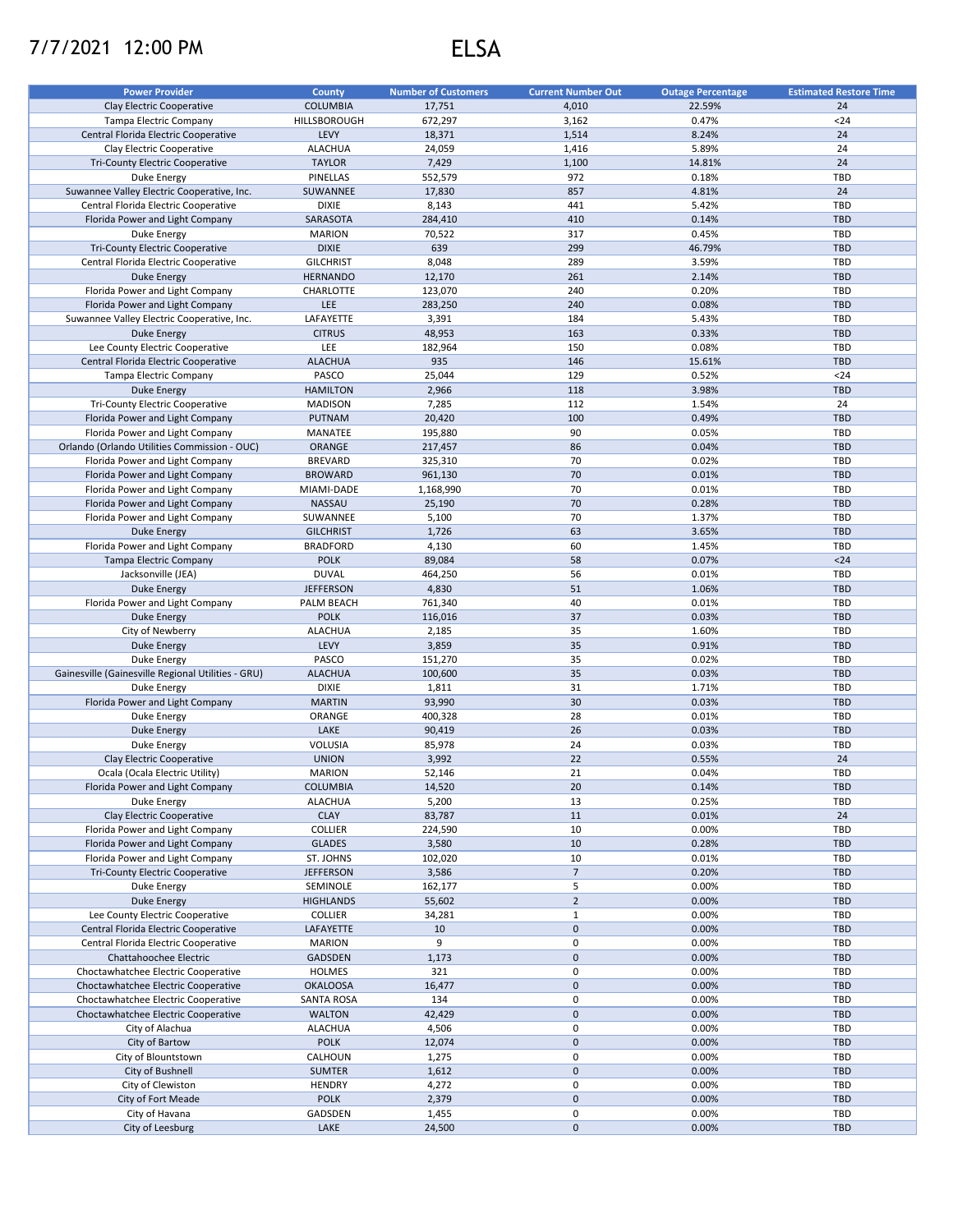7/7/2021 12:00 PM

# ELSA

| Power Provider | County | Number of Customers | Current Number Out | Outage Percentage | Estimated Restore Time |
|---|---|---|---|---|---|
| Clay Electric Cooperative | COLUMBIA | 17,751 | 4,010 | 22.59% | 24 |
| Tampa Electric Company | HILLSBOROUGH | 672,297 | 3,162 | 0.47% | <24 |
| Central Florida Electric Cooperative | LEVY | 18,371 | 1,514 | 8.24% | 24 |
| Clay Electric Cooperative | ALACHUA | 24,059 | 1,416 | 5.89% | 24 |
| Tri-County Electric Cooperative | TAYLOR | 7,429 | 1,100 | 14.81% | 24 |
| Duke Energy | PINELLAS | 552,579 | 972 | 0.18% | TBD |
| Suwannee Valley Electric Cooperative, Inc. | SUWANNEE | 17,830 | 857 | 4.81% | 24 |
| Central Florida Electric Cooperative | DIXIE | 8,143 | 441 | 5.42% | TBD |
| Florida Power and Light Company | SARASOTA | 284,410 | 410 | 0.14% | TBD |
| Duke Energy | MARION | 70,522 | 317 | 0.45% | TBD |
| Tri-County Electric Cooperative | DIXIE | 639 | 299 | 46.79% | TBD |
| Central Florida Electric Cooperative | GILCHRIST | 8,048 | 289 | 3.59% | TBD |
| Duke Energy | HERNANDO | 12,170 | 261 | 2.14% | TBD |
| Florida Power and Light Company | CHARLOTTE | 123,070 | 240 | 0.20% | TBD |
| Florida Power and Light Company | LEE | 283,250 | 240 | 0.08% | TBD |
| Suwannee Valley Electric Cooperative, Inc. | LAFAYETTE | 3,391 | 184 | 5.43% | TBD |
| Duke Energy | CITRUS | 48,953 | 163 | 0.33% | TBD |
| Lee County Electric Cooperative | LEE | 182,964 | 150 | 0.08% | TBD |
| Central Florida Electric Cooperative | ALACHUA | 935 | 146 | 15.61% | TBD |
| Tampa Electric Company | PASCO | 25,044 | 129 | 0.52% | <24 |
| Duke Energy | HAMILTON | 2,966 | 118 | 3.98% | TBD |
| Tri-County Electric Cooperative | MADISON | 7,285 | 112 | 1.54% | 24 |
| Florida Power and Light Company | PUTNAM | 20,420 | 100 | 0.49% | TBD |
| Florida Power and Light Company | MANATEE | 195,880 | 90 | 0.05% | TBD |
| Orlando (Orlando Utilities Commission - OUC) | ORANGE | 217,457 | 86 | 0.04% | TBD |
| Florida Power and Light Company | BREVARD | 325,310 | 70 | 0.02% | TBD |
| Florida Power and Light Company | BROWARD | 961,130 | 70 | 0.01% | TBD |
| Florida Power and Light Company | MIAMI-DADE | 1,168,990 | 70 | 0.01% | TBD |
| Florida Power and Light Company | NASSAU | 25,190 | 70 | 0.28% | TBD |
| Florida Power and Light Company | SUWANNEE | 5,100 | 70 | 1.37% | TBD |
| Duke Energy | GILCHRIST | 1,726 | 63 | 3.65% | TBD |
| Florida Power and Light Company | BRADFORD | 4,130 | 60 | 1.45% | TBD |
| Tampa Electric Company | POLK | 89,084 | 58 | 0.07% | <24 |
| Jacksonville (JEA) | DUVAL | 464,250 | 56 | 0.01% | TBD |
| Duke Energy | JEFFERSON | 4,830 | 51 | 1.06% | TBD |
| Florida Power and Light Company | PALM BEACH | 761,340 | 40 | 0.01% | TBD |
| Duke Energy | POLK | 116,016 | 37 | 0.03% | TBD |
| City of Newberry | ALACHUA | 2,185 | 35 | 1.60% | TBD |
| Duke Energy | LEVY | 3,859 | 35 | 0.91% | TBD |
| Duke Energy | PASCO | 151,270 | 35 | 0.02% | TBD |
| Gainesville (Gainesville Regional Utilities - GRU) | ALACHUA | 100,600 | 35 | 0.03% | TBD |
| Duke Energy | DIXIE | 1,811 | 31 | 1.71% | TBD |
| Florida Power and Light Company | MARTIN | 93,990 | 30 | 0.03% | TBD |
| Duke Energy | ORANGE | 400,328 | 28 | 0.01% | TBD |
| Duke Energy | LAKE | 90,419 | 26 | 0.03% | TBD |
| Duke Energy | VOLUSIA | 85,978 | 24 | 0.03% | TBD |
| Clay Electric Cooperative | UNION | 3,992 | 22 | 0.55% | 24 |
| Ocala (Ocala Electric Utility) | MARION | 52,146 | 21 | 0.04% | TBD |
| Florida Power and Light Company | COLUMBIA | 14,520 | 20 | 0.14% | TBD |
| Duke Energy | ALACHUA | 5,200 | 13 | 0.25% | TBD |
| Clay Electric Cooperative | CLAY | 83,787 | 11 | 0.01% | 24 |
| Florida Power and Light Company | COLLIER | 224,590 | 10 | 0.00% | TBD |
| Florida Power and Light Company | GLADES | 3,580 | 10 | 0.28% | TBD |
| Florida Power and Light Company | ST. JOHNS | 102,020 | 10 | 0.01% | TBD |
| Tri-County Electric Cooperative | JEFFERSON | 3,586 | 7 | 0.20% | TBD |
| Duke Energy | SEMINOLE | 162,177 | 5 | 0.00% | TBD |
| Duke Energy | HIGHLANDS | 55,602 | 2 | 0.00% | TBD |
| Lee County Electric Cooperative | COLLIER | 34,281 | 1 | 0.00% | TBD |
| Central Florida Electric Cooperative | LAFAYETTE | 10 | 0 | 0.00% | TBD |
| Central Florida Electric Cooperative | MARION | 9 | 0 | 0.00% | TBD |
| Chattahoochee Electric | GADSDEN | 1,173 | 0 | 0.00% | TBD |
| Choctawhatchee Electric Cooperative | HOLMES | 321 | 0 | 0.00% | TBD |
| Choctawhatchee Electric Cooperative | OKALOOSA | 16,477 | 0 | 0.00% | TBD |
| Choctawhatchee Electric Cooperative | SANTA ROSA | 134 | 0 | 0.00% | TBD |
| Choctawhatchee Electric Cooperative | WALTON | 42,429 | 0 | 0.00% | TBD |
| City of Alachua | ALACHUA | 4,506 | 0 | 0.00% | TBD |
| City of Bartow | POLK | 12,074 | 0 | 0.00% | TBD |
| City of Blountstown | CALHOUN | 1,275 | 0 | 0.00% | TBD |
| City of Bushnell | SUMTER | 1,612 | 0 | 0.00% | TBD |
| City of Clewiston | HENDRY | 4,272 | 0 | 0.00% | TBD |
| City of Fort Meade | POLK | 2,379 | 0 | 0.00% | TBD |
| City of Havana | GADSDEN | 1,455 | 0 | 0.00% | TBD |
| City of Leesburg | LAKE | 24,500 | 0 | 0.00% | TBD |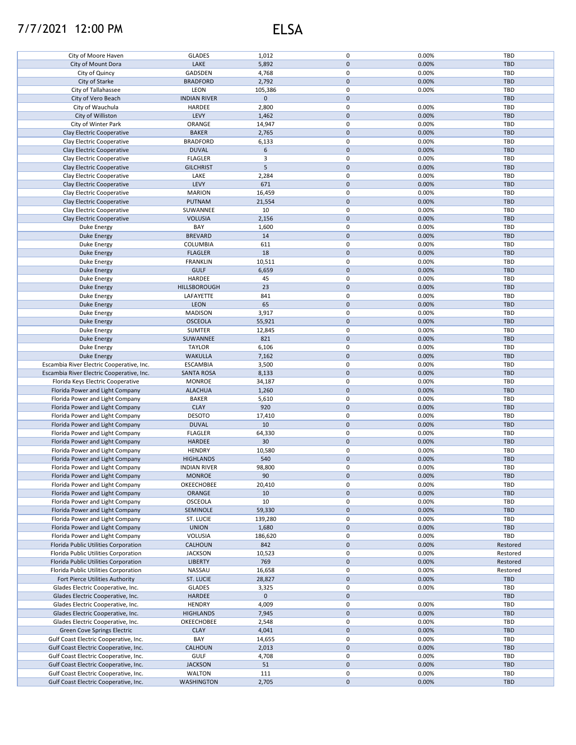# 7/7/2021 12:00 PM ELSA

| | | | | | |
|---|---|---|---|---|---|
| City of Moore Haven | GLADES | 1,012 | 0 | 0.00% | TBD |
| City of Mount Dora | LAKE | 5,892 | 0 | 0.00% | TBD |
| City of Quincy | GADSDEN | 4,768 | 0 | 0.00% | TBD |
| City of Starke | BRADFORD | 2,792 | 0 | 0.00% | TBD |
| City of Tallahassee | LEON | 105,386 | 0 | 0.00% | TBD |
| City of Vero Beach | INDIAN RIVER | 0 | 0 | | TBD |
| City of Wauchula | HARDEE | 2,800 | 0 | 0.00% | TBD |
| City of Williston | LEVY | 1,462 | 0 | 0.00% | TBD |
| City of Winter Park | ORANGE | 14,947 | 0 | 0.00% | TBD |
| Clay Electric Cooperative | BAKER | 2,765 | 0 | 0.00% | TBD |
| Clay Electric Cooperative | BRADFORD | 6,133 | 0 | 0.00% | TBD |
| Clay Electric Cooperative | DUVAL | 6 | 0 | 0.00% | TBD |
| Clay Electric Cooperative | FLAGLER | 3 | 0 | 0.00% | TBD |
| Clay Electric Cooperative | GILCHRIST | 5 | 0 | 0.00% | TBD |
| Clay Electric Cooperative | LAKE | 2,284 | 0 | 0.00% | TBD |
| Clay Electric Cooperative | LEVY | 671 | 0 | 0.00% | TBD |
| Clay Electric Cooperative | MARION | 16,459 | 0 | 0.00% | TBD |
| Clay Electric Cooperative | PUTNAM | 21,554 | 0 | 0.00% | TBD |
| Clay Electric Cooperative | SUWANNEE | 10 | 0 | 0.00% | TBD |
| Clay Electric Cooperative | VOLUSIA | 2,156 | 0 | 0.00% | TBD |
| Duke Energy | BAY | 1,600 | 0 | 0.00% | TBD |
| Duke Energy | BREVARD | 14 | 0 | 0.00% | TBD |
| Duke Energy | COLUMBIA | 611 | 0 | 0.00% | TBD |
| Duke Energy | FLAGLER | 18 | 0 | 0.00% | TBD |
| Duke Energy | FRANKLIN | 10,511 | 0 | 0.00% | TBD |
| Duke Energy | GULF | 6,659 | 0 | 0.00% | TBD |
| Duke Energy | HARDEE | 45 | 0 | 0.00% | TBD |
| Duke Energy | HILLSBOROUGH | 23 | 0 | 0.00% | TBD |
| Duke Energy | LAFAYETTE | 841 | 0 | 0.00% | TBD |
| Duke Energy | LEON | 65 | 0 | 0.00% | TBD |
| Duke Energy | MADISON | 3,917 | 0 | 0.00% | TBD |
| Duke Energy | OSCEOLA | 55,921 | 0 | 0.00% | TBD |
| Duke Energy | SUMTER | 12,845 | 0 | 0.00% | TBD |
| Duke Energy | SUWANNEE | 821 | 0 | 0.00% | TBD |
| Duke Energy | TAYLOR | 6,106 | 0 | 0.00% | TBD |
| Duke Energy | WAKULLA | 7,162 | 0 | 0.00% | TBD |
| Escambia River Electric Cooperative, Inc. | ESCAMBIA | 3,500 | 0 | 0.00% | TBD |
| Escambia River Electric Cooperative, Inc. | SANTA ROSA | 8,133 | 0 | 0.00% | TBD |
| Florida Keys Electric Cooperative | MONROE | 34,187 | 0 | 0.00% | TBD |
| Florida Power and Light Company | ALACHUA | 1,260 | 0 | 0.00% | TBD |
| Florida Power and Light Company | BAKER | 5,610 | 0 | 0.00% | TBD |
| Florida Power and Light Company | CLAY | 920 | 0 | 0.00% | TBD |
| Florida Power and Light Company | DESOTO | 17,410 | 0 | 0.00% | TBD |
| Florida Power and Light Company | DUVAL | 10 | 0 | 0.00% | TBD |
| Florida Power and Light Company | FLAGLER | 64,330 | 0 | 0.00% | TBD |
| Florida Power and Light Company | HARDEE | 30 | 0 | 0.00% | TBD |
| Florida Power and Light Company | HENDRY | 10,580 | 0 | 0.00% | TBD |
| Florida Power and Light Company | HIGHLANDS | 540 | 0 | 0.00% | TBD |
| Florida Power and Light Company | INDIAN RIVER | 98,800 | 0 | 0.00% | TBD |
| Florida Power and Light Company | MONROE | 90 | 0 | 0.00% | TBD |
| Florida Power and Light Company | OKEECHOBEE | 20,410 | 0 | 0.00% | TBD |
| Florida Power and Light Company | ORANGE | 10 | 0 | 0.00% | TBD |
| Florida Power and Light Company | OSCEOLA | 10 | 0 | 0.00% | TBD |
| Florida Power and Light Company | SEMINOLE | 59,330 | 0 | 0.00% | TBD |
| Florida Power and Light Company | ST. LUCIE | 139,280 | 0 | 0.00% | TBD |
| Florida Power and Light Company | UNION | 1,680 | 0 | 0.00% | TBD |
| Florida Power and Light Company | VOLUSIA | 186,620 | 0 | 0.00% | TBD |
| Florida Public Utilities Corporation | CALHOUN | 842 | 0 | 0.00% | Restored |
| Florida Public Utilities Corporation | JACKSON | 10,523 | 0 | 0.00% | Restored |
| Florida Public Utilities Corporation | LIBERTY | 769 | 0 | 0.00% | Restored |
| Florida Public Utilities Corporation | NASSAU | 16,658 | 0 | 0.00% | Restored |
| Fort Pierce Utilities Authority | ST. LUCIE | 28,827 | 0 | 0.00% | TBD |
| Glades Electric Cooperative, Inc. | GLADES | 3,325 | 0 | 0.00% | TBD |
| Glades Electric Cooperative, Inc. | HARDEE | 0 | 0 | | TBD |
| Glades Electric Cooperative, Inc. | HENDRY | 4,009 | 0 | 0.00% | TBD |
| Glades Electric Cooperative, Inc. | HIGHLANDS | 7,945 | 0 | 0.00% | TBD |
| Glades Electric Cooperative, Inc. | OKEECHOBEE | 2,548 | 0 | 0.00% | TBD |
| Green Cove Springs Electric | CLAY | 4,041 | 0 | 0.00% | TBD |
| Gulf Coast Electric Cooperative, Inc. | BAY | 14,655 | 0 | 0.00% | TBD |
| Gulf Coast Electric Cooperative, Inc. | CALHOUN | 2,013 | 0 | 0.00% | TBD |
| Gulf Coast Electric Cooperative, Inc. | GULF | 4,708 | 0 | 0.00% | TBD |
| Gulf Coast Electric Cooperative, Inc. | JACKSON | 51 | 0 | 0.00% | TBD |
| Gulf Coast Electric Cooperative, Inc. | WALTON | 111 | 0 | 0.00% | TBD |
| Gulf Coast Electric Cooperative, Inc. | WASHINGTON | 2,705 | 0 | 0.00% | TBD |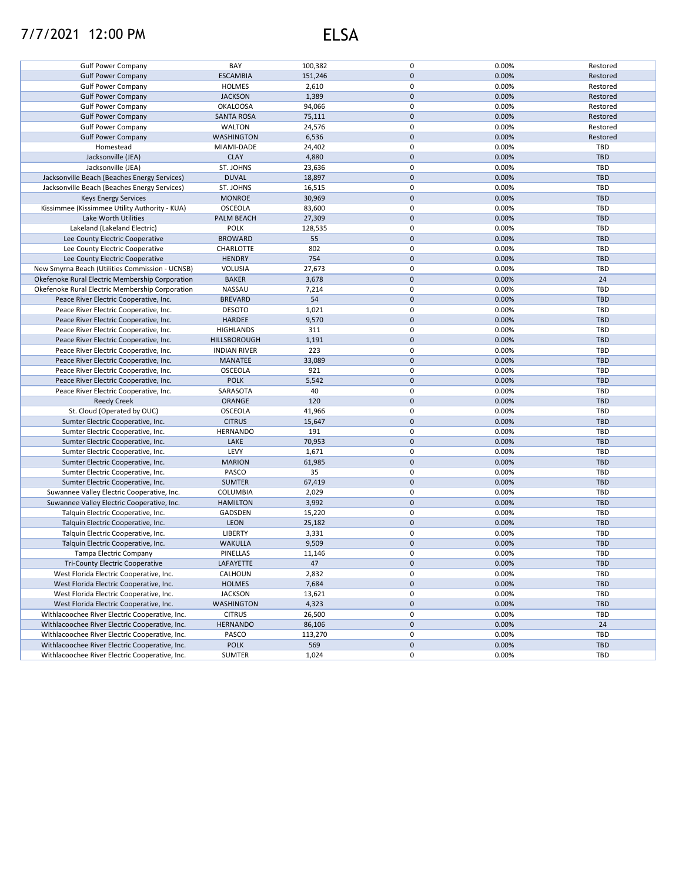7/7/2021 12:00 PM

# ELSA

| | | | | | |
|---|---|---|---|---|---|
| Gulf Power Company | BAY | 100,382 | 0 | 0.00% | Restored |
| Gulf Power Company | ESCAMBIA | 151,246 | 0 | 0.00% | Restored |
| Gulf Power Company | HOLMES | 2,610 | 0 | 0.00% | Restored |
| Gulf Power Company | JACKSON | 1,389 | 0 | 0.00% | Restored |
| Gulf Power Company | OKALOOSA | 94,066 | 0 | 0.00% | Restored |
| Gulf Power Company | SANTA ROSA | 75,111 | 0 | 0.00% | Restored |
| Gulf Power Company | WALTON | 24,576 | 0 | 0.00% | Restored |
| Gulf Power Company | WASHINGTON | 6,536 | 0 | 0.00% | Restored |
| Homestead | MIAMI-DADE | 24,402 | 0 | 0.00% | TBD |
| Jacksonville (JEA) | CLAY | 4,880 | 0 | 0.00% | TBD |
| Jacksonville (JEA) | ST. JOHNS | 23,636 | 0 | 0.00% | TBD |
| Jacksonville Beach (Beaches Energy Services) | DUVAL | 18,897 | 0 | 0.00% | TBD |
| Jacksonville Beach (Beaches Energy Services) | ST. JOHNS | 16,515 | 0 | 0.00% | TBD |
| Keys Energy Services | MONROE | 30,969 | 0 | 0.00% | TBD |
| Kissimmee (Kissimmee Utility Authority - KUA) | OSCEOLA | 83,600 | 0 | 0.00% | TBD |
| Lake Worth Utilities | PALM BEACH | 27,309 | 0 | 0.00% | TBD |
| Lakeland (Lakeland Electric) | POLK | 128,535 | 0 | 0.00% | TBD |
| Lee County Electric Cooperative | BROWARD | 55 | 0 | 0.00% | TBD |
| Lee County Electric Cooperative | CHARLOTTE | 802 | 0 | 0.00% | TBD |
| Lee County Electric Cooperative | HENDRY | 754 | 0 | 0.00% | TBD |
| New Smyrna Beach (Utilities Commission - UCNSB) | VOLUSIA | 27,673 | 0 | 0.00% | TBD |
| Okefenoke Rural Electric Membership Corporation | BAKER | 3,678 | 0 | 0.00% | 24 |
| Okefenoke Rural Electric Membership Corporation | NASSAU | 7,214 | 0 | 0.00% | TBD |
| Peace River Electric Cooperative, Inc. | BREVARD | 54 | 0 | 0.00% | TBD |
| Peace River Electric Cooperative, Inc. | DESOTO | 1,021 | 0 | 0.00% | TBD |
| Peace River Electric Cooperative, Inc. | HARDEE | 9,570 | 0 | 0.00% | TBD |
| Peace River Electric Cooperative, Inc. | HIGHLANDS | 311 | 0 | 0.00% | TBD |
| Peace River Electric Cooperative, Inc. | HILLSBOROUGH | 1,191 | 0 | 0.00% | TBD |
| Peace River Electric Cooperative, Inc. | INDIAN RIVER | 223 | 0 | 0.00% | TBD |
| Peace River Electric Cooperative, Inc. | MANATEE | 33,089 | 0 | 0.00% | TBD |
| Peace River Electric Cooperative, Inc. | OSCEOLA | 921 | 0 | 0.00% | TBD |
| Peace River Electric Cooperative, Inc. | POLK | 5,542 | 0 | 0.00% | TBD |
| Peace River Electric Cooperative, Inc. | SARASOTA | 40 | 0 | 0.00% | TBD |
| Reedy Creek | ORANGE | 120 | 0 | 0.00% | TBD |
| St. Cloud (Operated by OUC) | OSCEOLA | 41,966 | 0 | 0.00% | TBD |
| Sumter Electric Cooperative, Inc. | CITRUS | 15,647 | 0 | 0.00% | TBD |
| Sumter Electric Cooperative, Inc. | HERNANDO | 191 | 0 | 0.00% | TBD |
| Sumter Electric Cooperative, Inc. | LAKE | 70,953 | 0 | 0.00% | TBD |
| Sumter Electric Cooperative, Inc. | LEVY | 1,671 | 0 | 0.00% | TBD |
| Sumter Electric Cooperative, Inc. | MARION | 61,985 | 0 | 0.00% | TBD |
| Sumter Electric Cooperative, Inc. | PASCO | 35 | 0 | 0.00% | TBD |
| Sumter Electric Cooperative, Inc. | SUMTER | 67,419 | 0 | 0.00% | TBD |
| Suwannee Valley Electric Cooperative, Inc. | COLUMBIA | 2,029 | 0 | 0.00% | TBD |
| Suwannee Valley Electric Cooperative, Inc. | HAMILTON | 3,992 | 0 | 0.00% | TBD |
| Talquin Electric Cooperative, Inc. | GADSDEN | 15,220 | 0 | 0.00% | TBD |
| Talquin Electric Cooperative, Inc. | LEON | 25,182 | 0 | 0.00% | TBD |
| Talquin Electric Cooperative, Inc. | LIBERTY | 3,331 | 0 | 0.00% | TBD |
| Talquin Electric Cooperative, Inc. | WAKULLA | 9,509 | 0 | 0.00% | TBD |
| Tampa Electric Company | PINELLAS | 11,146 | 0 | 0.00% | TBD |
| Tri-County Electric Cooperative | LAFAYETTE | 47 | 0 | 0.00% | TBD |
| West Florida Electric Cooperative, Inc. | CALHOUN | 2,832 | 0 | 0.00% | TBD |
| West Florida Electric Cooperative, Inc. | HOLMES | 7,684 | 0 | 0.00% | TBD |
| West Florida Electric Cooperative, Inc. | JACKSON | 13,621 | 0 | 0.00% | TBD |
| West Florida Electric Cooperative, Inc. | WASHINGTON | 4,323 | 0 | 0.00% | TBD |
| Withlacoochee River Electric Cooperative, Inc. | CITRUS | 26,500 | 0 | 0.00% | TBD |
| Withlacoochee River Electric Cooperative, Inc. | HERNANDO | 86,106 | 0 | 0.00% | 24 |
| Withlacoochee River Electric Cooperative, Inc. | PASCO | 113,270 | 0 | 0.00% | TBD |
| Withlacoochee River Electric Cooperative, Inc. | POLK | 569 | 0 | 0.00% | TBD |
| Withlacoochee River Electric Cooperative, Inc. | SUMTER | 1,024 | 0 | 0.00% | TBD |